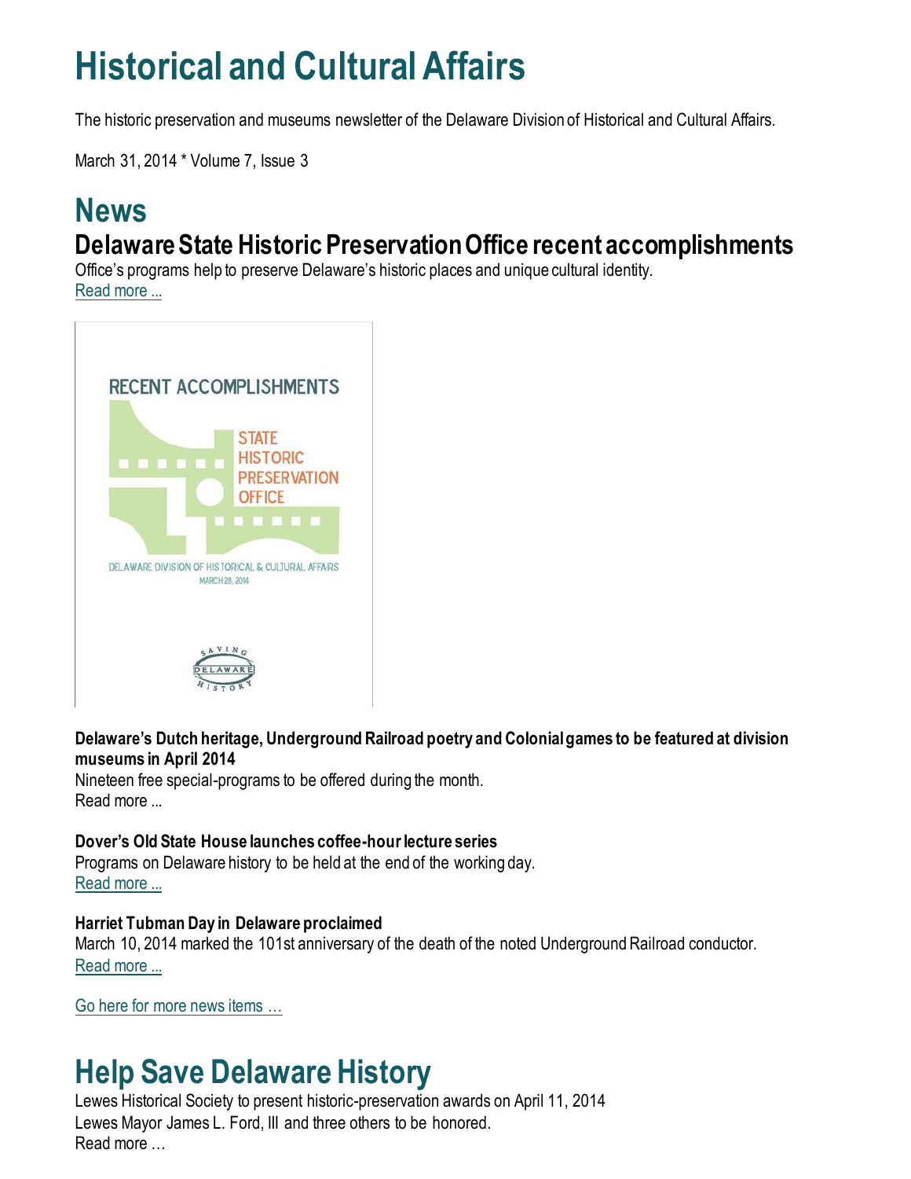# Historical and Cultural Affairs

The historic preservation and museums newsletter of the Delaware Division of Historical and Cultural Affairs.

March 31, 2014 * Volume 7, Issue 3

# News

## Delaware State Historic Preservation Office recent accomplishments

Office's programs help to preserve Delaware's historic places and unique cultural identity.
Read more ...

RECENT ACCOMPLISHMENTS

STATE HISTORIC PRESERVATION OFFICE

DELAWARE DIVISION OF HISTORICAL & CULTURAL AFFAIRS
MARCH 28, 2014

SAVING DELAWARE HISTORY

**Delaware's Dutch heritage, Underground Railroad poetry and Colonial games to be featured at division museums in April 2014**
Nineteen free special-programs to be offered during the month.
Read more ...

**Dover's Old State House launches coffee-hour lecture series**
Programs on Delaware history to be held at the end of the working day.
Read more ...

**Harriet Tubman Day in Delaware proclaimed**
March 10, 2014 marked the 101st anniversary of the death of the noted Underground Railroad conductor.
Read more ...

Go here for more news items …

# Help Save Delaware History

Lewes Historical Society to present historic-preservation awards on April 11, 2014
Lewes Mayor James L. Ford, III and three others to be honored.
Read more …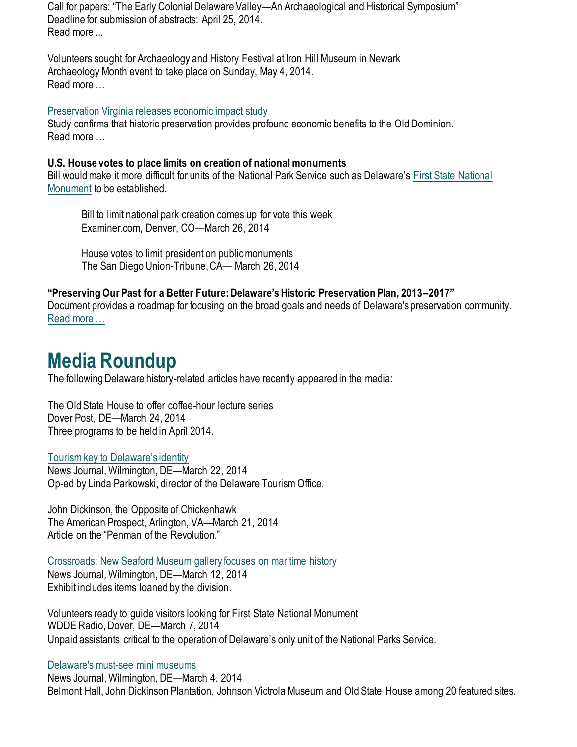Call for papers: "The Early Colonial Delaware Valley—An Archaeological and Historical Symposium"
Deadline for submission of abstracts: April 25, 2014.
Read more ...

Volunteers sought for Archaeology and History Festival at Iron Hill Museum in Newark
Archaeology Month event to take place on Sunday, May 4, 2014.
Read more …

Preservation Virginia releases economic impact study
Study confirms that historic preservation provides profound economic benefits to the Old Dominion.
Read more …

**U.S. House votes to place limits on creation of national monuments**
Bill would make it more difficult for units of the National Park Service such as Delaware's First State National Monument to be established.

> Bill to limit national park creation comes up for vote this week
> Examiner.com, Denver, CO—March 26, 2014
>
> House votes to limit president on public monuments
> The San Diego Union-Tribune, CA— March 26, 2014

**"Preserving Our Past for a Better Future: Delaware's Historic Preservation Plan, 2013–2017"**
Document provides a roadmap for focusing on the broad goals and needs of Delaware's preservation community.
Read more …

# Media Roundup

The following Delaware history-related articles have recently appeared in the media:

The Old State House to offer coffee-hour lecture series
Dover Post, DE—March 24, 2014
Three programs to be held in April 2014.

Tourism key to Delaware's identity
News Journal, Wilmington, DE—March 22, 2014
Op-ed by Linda Parkowski, director of the Delaware Tourism Office.

John Dickinson, the Opposite of Chickenhawk
The American Prospect, Arlington, VA—March 21, 2014
Article on the "Penman of the Revolution."

Crossroads: New Seaford Museum gallery focuses on maritime history
News Journal, Wilmington, DE—March 12, 2014
Exhibit includes items loaned by the division.

Volunteers ready to guide visitors looking for First State National Monument
WDDE Radio, Dover, DE—March 7, 2014
Unpaid assistants critical to the operation of Delaware's only unit of the National Parks Service.

Delaware's must-see mini museums
News Journal, Wilmington, DE—March 4, 2014
Belmont Hall, John Dickinson Plantation, Johnson Victrola Museum and Old State House among 20 featured sites.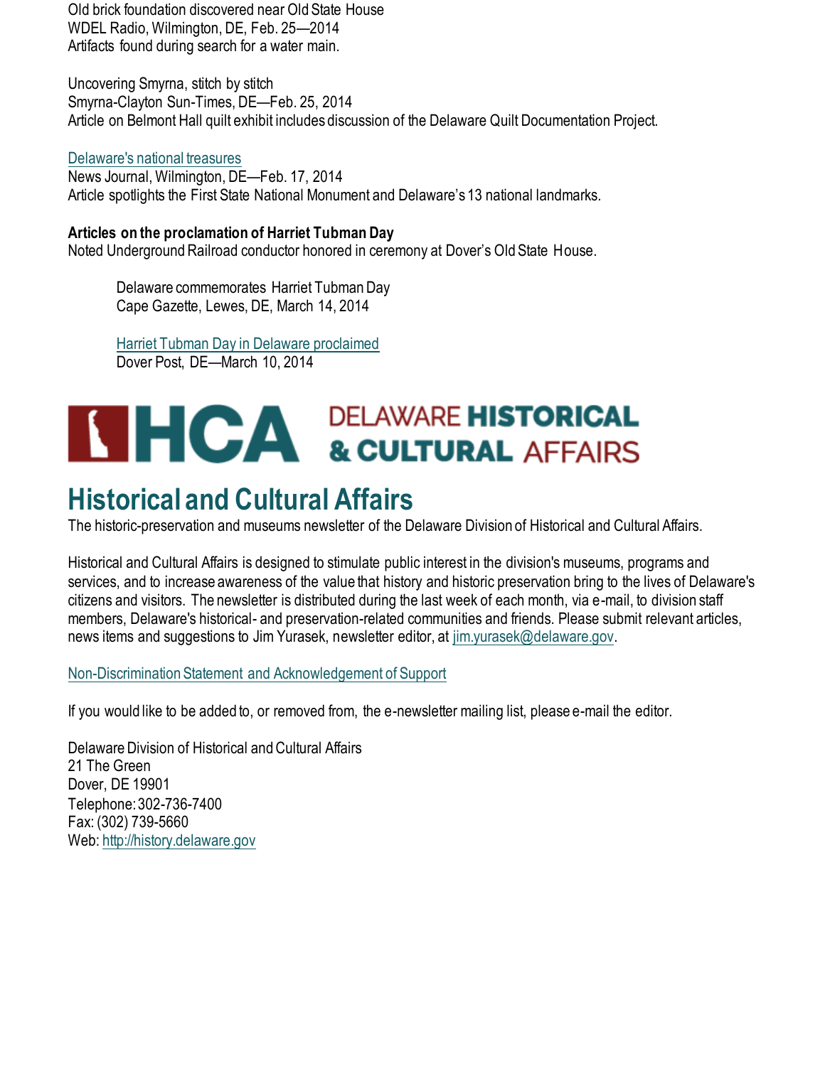Old brick foundation discovered near Old State House
WDEL Radio, Wilmington, DE, Feb. 25—2014
Artifacts found during search for a water main.

Uncovering Smyrna, stitch by stitch
Smyrna-Clayton Sun-Times, DE—Feb. 25, 2014
Article on Belmont Hall quilt exhibit includes discussion of the Delaware Quilt Documentation Project.

Delaware's national treasures
News Journal, Wilmington, DE—Feb. 17, 2014
Article spotlights the First State National Monument and Delaware's 13 national landmarks.

**Articles on the proclamation of Harriet Tubman Day**
Noted Underground Railroad conductor honored in ceremony at Dover's Old State House.

> Delaware commemorates Harriet Tubman Day
> Cape Gazette, Lewes, DE, March 14, 2014
>
> Harriet Tubman Day in Delaware proclaimed
> Dover Post, DE—March 10, 2014

HCA DELAWARE HISTORICAL & CULTURAL AFFAIRS

# Historical and Cultural Affairs

The historic-preservation and museums newsletter of the Delaware Division of Historical and Cultural Affairs.

Historical and Cultural Affairs is designed to stimulate public interest in the division's museums, programs and services, and to increase awareness of the value that history and historic preservation bring to the lives of Delaware's citizens and visitors. The newsletter is distributed during the last week of each month, via e-mail, to division staff members, Delaware's historical- and preservation-related communities and friends. Please submit relevant articles, news items and suggestions to Jim Yurasek, newsletter editor, at jim.yurasek@delaware.gov.

Non-Discrimination Statement and Acknowledgement of Support

If you would like to be added to, or removed from, the e-newsletter mailing list, please e-mail the editor.

Delaware Division of Historical and Cultural Affairs
21 The Green
Dover, DE 19901
Telephone: 302-736-7400
Fax: (302) 739-5660
Web: http://history.delaware.gov